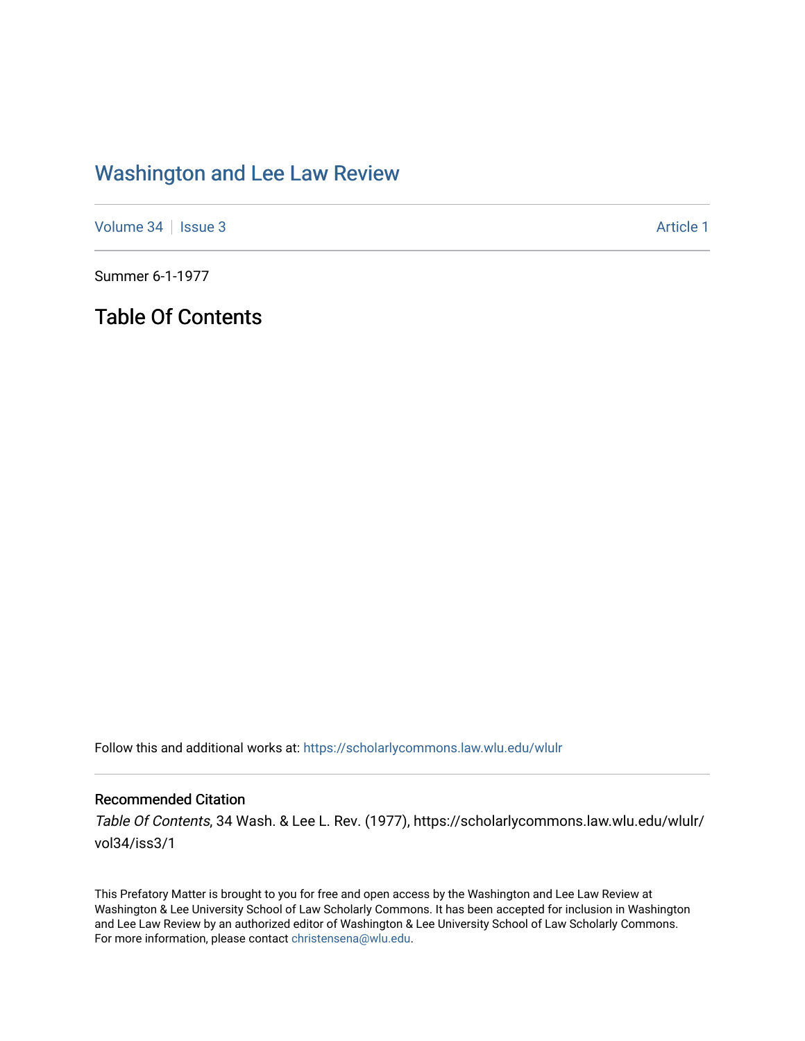# Washington and Lee Law Review

Volume 34 | Issue 3 | Article 1

Summer 6-1-1977

## Table Of Contents

Follow this and additional works at: https://scholarlycommons.law.wlu.edu/wlulr

### Recommended Citation

*Table Of Contents*, 34 Wash. & Lee L. Rev. (1977), https://scholarlycommons.law.wlu.edu/wlulr/vol34/iss3/1

This Prefatory Matter is brought to you for free and open access by the Washington and Lee Law Review at Washington & Lee University School of Law Scholarly Commons. It has been accepted for inclusion in Washington and Lee Law Review by an authorized editor of Washington & Lee University School of Law Scholarly Commons. For more information, please contact christensena@wlu.edu.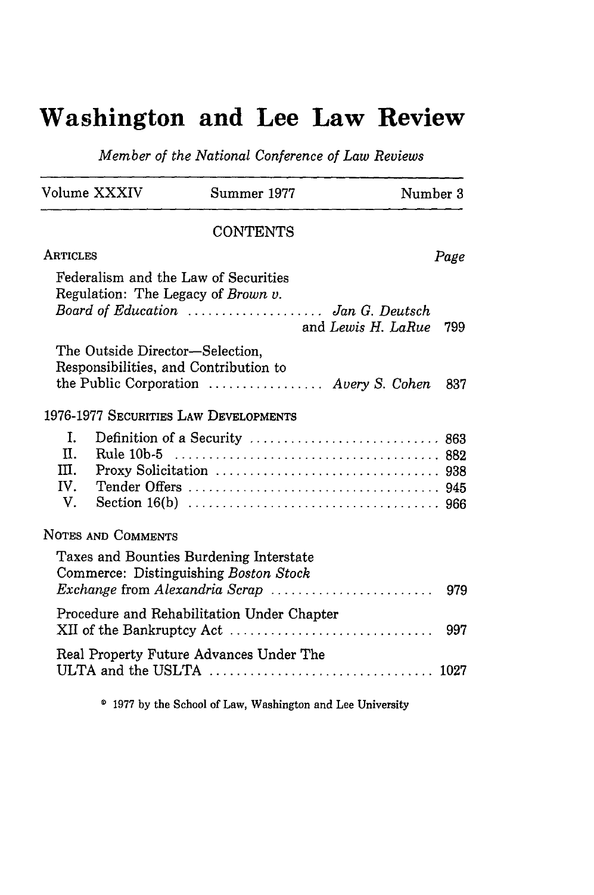# Washington and Lee Law Review

*Member of the National Conference of Law Reviews*

| Volume XXXIV | Summer 1977 | Number 3 |
|---|---|---|

## CONTENTS

**ARTICLES** — *Page*

Federalism and the Law of Securities Regulation: The Legacy of *Brown v. Board of Education* .................... *Jan G. Deutsch* and *Lewis H. LaRue* 799

The Outside Director—Selection, Responsibilities, and Contribution to the Public Corporation ................. *Avery S. Cohen* 837

**1976-1977 SECURITIES LAW DEVELOPMENTS**

I. Definition of a Security ............................ 863
II. Rule 10b-5 ....................................... 882
III. Proxy Solicitation ................................. 938
IV. Tender Offers ..................................... 945
V. Section 16(b) ..................................... 966

**NOTES AND COMMENTS**

Taxes and Bounties Burdening Interstate Commerce: Distinguishing *Boston Stock Exchange* from *Alexandria Scrap* ........................ 979

Procedure and Rehabilitation Under Chapter XII of the Bankruptcy Act .............................. 997

Real Property Future Advances Under The ULTA and the USLTA ................................. 1027

© 1977 by the School of Law, Washington and Lee University